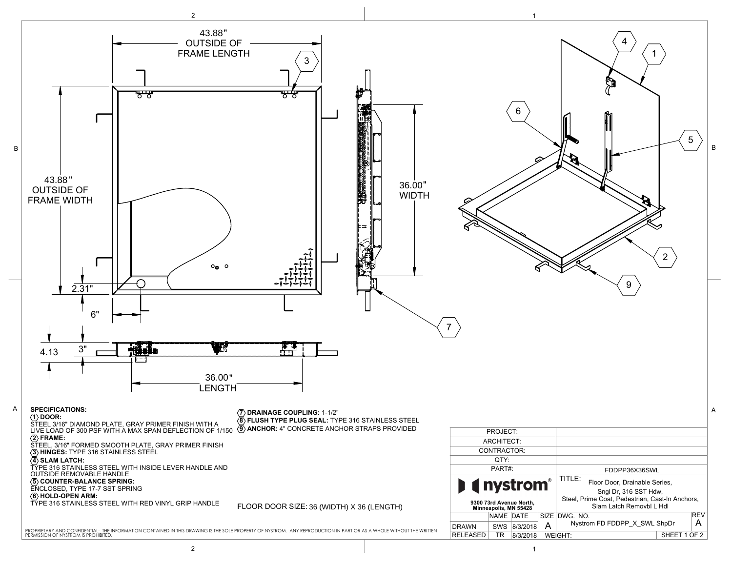43.88" OUTSIDE OF FRAME LENGTH

43.88" OUTSIDE OF FRAME WIDTH

2.31"

6"

36.00" WIDTH

4.13

3"

36.00" LENGTH

**SPECIFICATIONS:**

**(1) DOOR:**
STEEL 3/16" DIAMOND PLATE, GRAY PRIMER FINISH WITH A LIVE LOAD OF 300 PSF WITH A MAX SPAN DEFLECTION OF 1/150

**(2) FRAME:**
STEEL, 3/16" FORMED SMOOTH PLATE, GRAY PRIMER FINISH

**(3) HINGES:** TYPE 316 STAINLESS STEEL

**(4) SLAM LATCH:**
TYPE 316 STAINLESS STEEL WITH INSIDE LEVER HANDLE AND OUTSIDE REMOVABLE HANDLE

**(5) COUNTER-BALANCE SPRING:**
ENCLOSED, TYPE 17-7 SST SPRING

**(6) HOLD-OPEN ARM:**
TYPE 316 STAINLESS STEEL WITH RED VINYL GRIP HANDLE

**(7) DRAINAGE COUPLING:** 1-1/2"

**(8) FLUSH TYPE PLUG SEAL:** TYPE 316 STAINLESS STEEL

**(9) ANCHOR:** 4" CONCRETE ANCHOR STRAPS PROVIDED

FLOOR DOOR SIZE: 36 (WIDTH) X 36 (LENGTH)

PROPRIETARY AND CONFIDENTIAL: THE INFORMATION CONTAINED IN THIS DRAWING IS THE SOLE PROPERTY OF NYSTROM. ANY REPRODUCTION IN PART OR AS A WHOLE WITHOUT THE WRITTEN PERMISSION OF NYSTROM IS PROHIBITED.

| | | | | |
|---|---|---|---|---|
| PROJECT: | | | | |
| ARCHITECT: | | | | |
| CONTRACTOR: | | | | |
| QTY: | | | | |
| PART#: | | | FDDPP36X36SWL | |
| nystrom® 9300 73rd Avenue North, Minneapolis, MN 55428 | | | TITLE: Floor Door, Drainable Series, Sngl Dr, 316 SST Hdw, Steel, Prime Coat, Pedestrian, Cast-In Anchors, Slam Latch Removbl L Hdl | |
| | NAME | DATE | SIZE | DWG. NO. Nystrom FD FDDPP_X_SWL ShpDr | REV A |
| DRAWN | SWS | 8/3/2018 | A | | |
| RELEASED | TR | 8/3/2018 | WEIGHT: | | SHEET 1 OF 2 |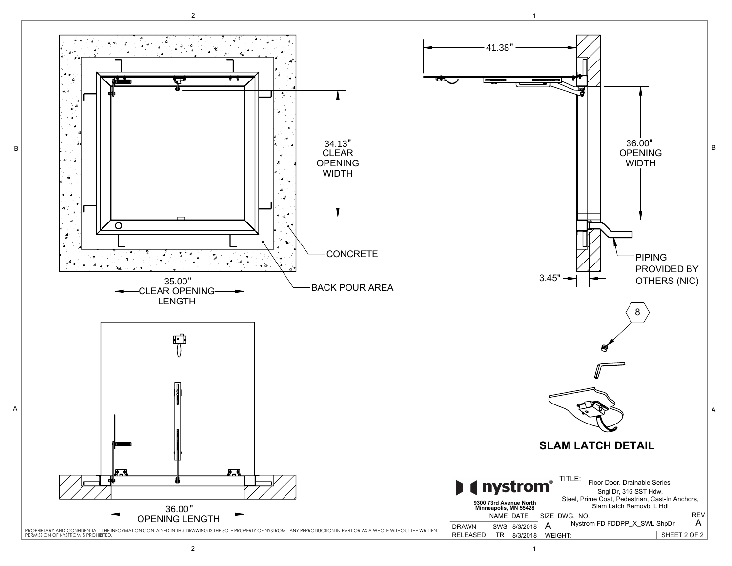34.13"
CLEAR
OPENING
WIDTH

35.00"
CLEAR OPENING
LENGTH

CONCRETE

BACK POUR AREA

41.38"

36.00"
OPENING
WIDTH

3.45"

PIPING
PROVIDED BY
OTHERS (NIC)

8

**SLAM LATCH DETAIL**

36.00"
OPENING LENGTH

PROPRIETARY AND CONFIDENTIAL: THE INFORMATION CONTAINED IN THIS DRAWING IS THE SOLE PROPERTY OF NYSTROM. ANY REPRODUCTION IN PART OR AS A WHOLE WITHOUT THE WRITTEN PERMISSION OF NYSTROM IS PROHIBITED.

nystrom®
9300 73rd Avenue North
Minneapolis, MN 55428

TITLE: Floor Door, Drainable Series, Sngl Dr, 316 SST Hdw, Steel, Prime Coat, Pedestrian, Cast-In Anchors, Slam Latch Removbl L Hdl

| | NAME | DATE | SIZE | DWG. NO. | REV |
|---|---|---|---|---|---|
| DRAWN | SWS | 8/3/2018 | A | Nystrom FD FDDPP_X_SWL ShpDr | A |
| RELEASED | TR | 8/3/2018 | WEIGHT: | | SHEET 2 OF 2 |